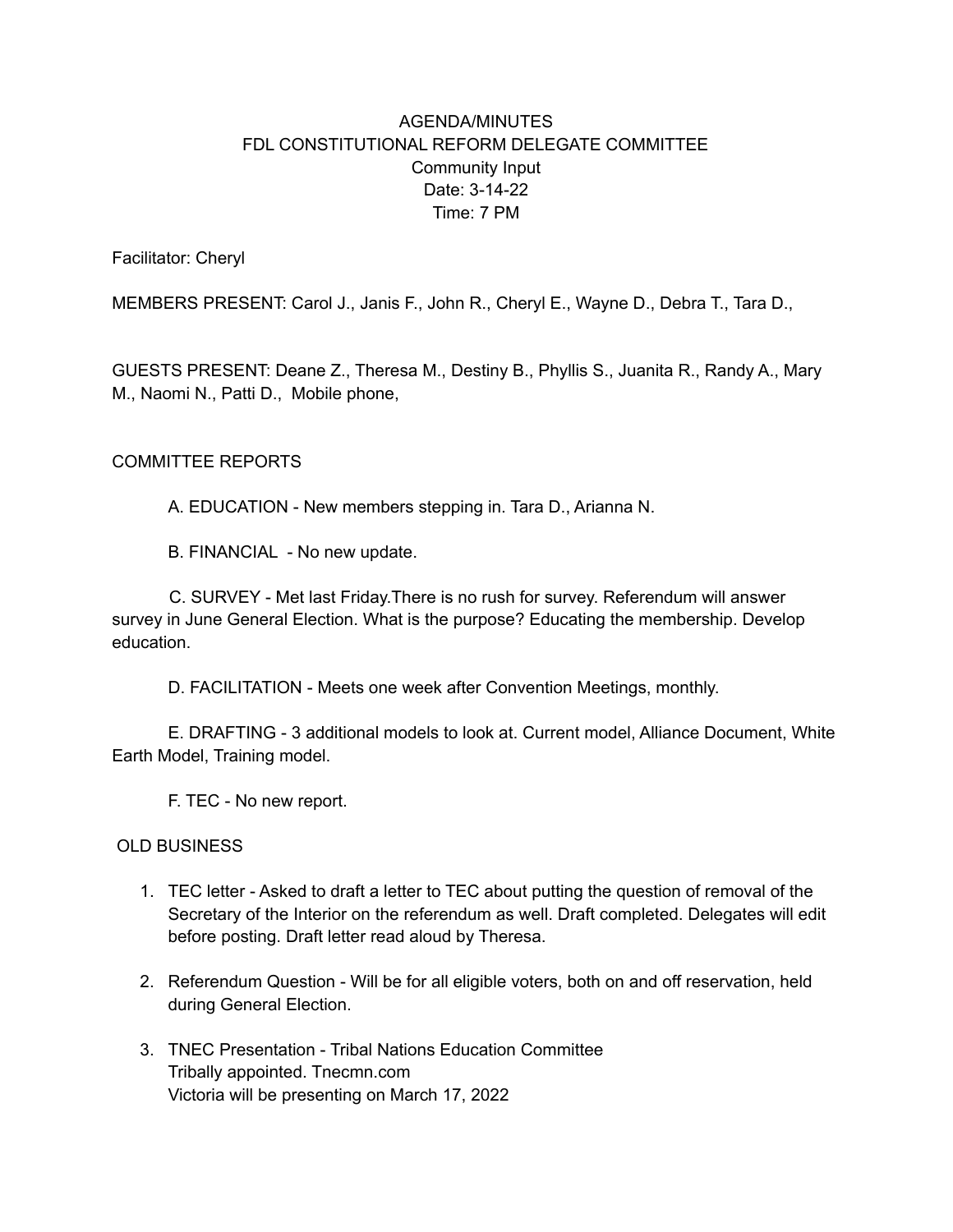# AGENDA/MINUTES
## FDL CONSTITUTIONAL REFORM DELEGATE COMMITTEE
### Community Input
Date: 3-14-22

Time: 7 PM

Facilitator: Cheryl

MEMBERS PRESENT: Carol J., Janis F., John R., Cheryl E., Wayne D., Debra T., Tara D.,

GUESTS PRESENT: Deane Z., Theresa M., Destiny B., Phyllis S., Juanita R., Randy A., Mary M., Naomi N., Patti D., Mobile phone,

## COMMITTEE REPORTS

A. EDUCATION - New members stepping in. Tara D., Arianna N.

B. FINANCIAL - No new update.

C. SURVEY - Met last Friday.There is no rush for survey. Referendum will answer survey in June General Election. What is the purpose? Educating the membership. Develop education.

D. FACILITATION - Meets one week after Convention Meetings, monthly.

E. DRAFTING - 3 additional models to look at. Current model, Alliance Document, White Earth Model, Training model.

F. TEC - No new report.

## OLD BUSINESS

1. TEC letter - Asked to draft a letter to TEC about putting the question of removal of the Secretary of the Interior on the referendum as well. Draft completed. Delegates will edit before posting. Draft letter read aloud by Theresa.

2. Referendum Question - Will be for all eligible voters, both on and off reservation, held during General Election.

3. TNEC Presentation - Tribal Nations Education Committee
   Tribally appointed. Tnecmn.com
   Victoria will be presenting on March 17, 2022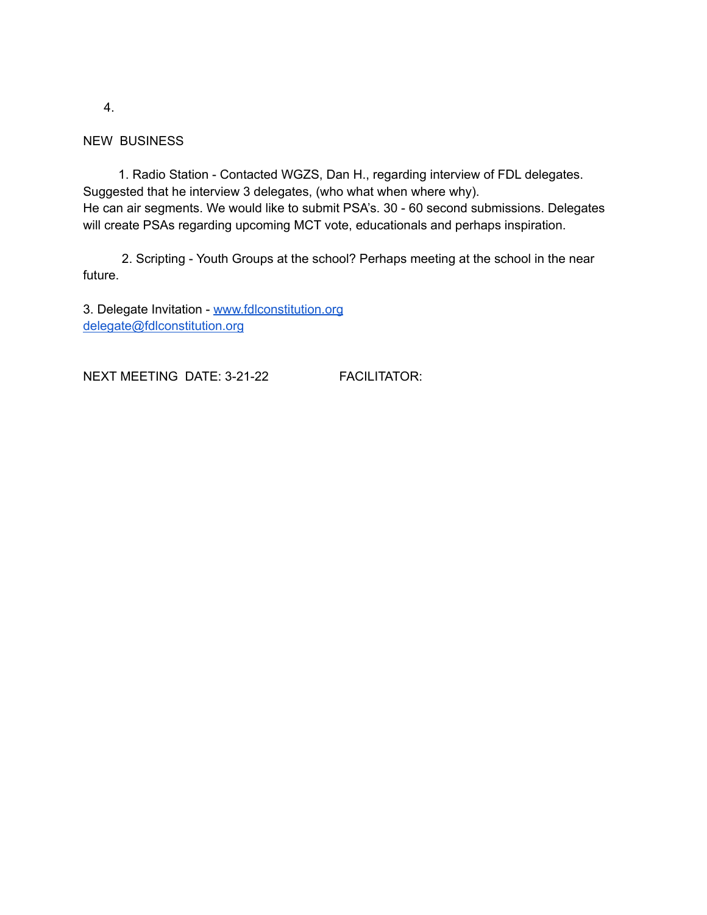4.

NEW BUSINESS

1. Radio Station - Contacted WGZS, Dan H., regarding interview of FDL delegates. Suggested that he interview 3 delegates, (who what when where why).
He can air segments. We would like to submit PSA's. 30 - 60 second submissions. Delegates will create PSAs regarding upcoming MCT vote, educationals and perhaps inspiration.

2. Scripting - Youth Groups at the school? Perhaps meeting at the school in the near future.

3. Delegate Invitation - [www.fdlconstitution.org](http://www.fdlconstitution.org)
[delegate@fdlconstitution.org](mailto:delegate@fdlconstitution.org)

NEXT MEETING DATE: 3-21-22 FACILITATOR: